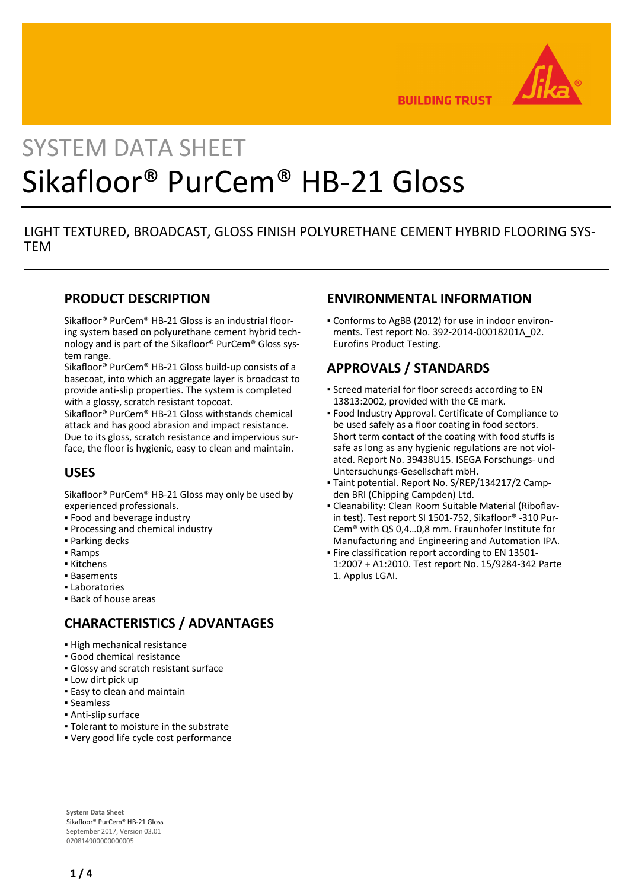BUILDING TRUST

# SYSTEM DATA SHEET

# Sikafloor® PurCem® HB-21 Gloss

LIGHT TEXTURED, BROADCAST, GLOSS FINISH POLYURETHANE CEMENT HYBRID FLOORING SYSTEM

## PRODUCT DESCRIPTION

Sikafloor® PurCem® HB-21 Gloss is an industrial flooring system based on polyurethane cement hybrid technology and is part of the Sikafloor® PurCem® Gloss system range.
Sikafloor® PurCem® HB-21 Gloss build-up consists of a basecoat, into which an aggregate layer is broadcast to provide anti-slip properties. The system is completed with a glossy, scratch resistant topcoat.
Sikafloor® PurCem® HB-21 Gloss withstands chemical attack and has good abrasion and impact resistance. Due to its gloss, scratch resistance and impervious surface, the floor is hygienic, easy to clean and maintain.

## USES

Sikafloor® PurCem® HB-21 Gloss may only be used by experienced professionals.

- Food and beverage industry
- Processing and chemical industry
- Parking decks
- Ramps
- Kitchens
- Basements
- Laboratories
- Back of house areas

## CHARACTERISTICS / ADVANTAGES

- High mechanical resistance
- Good chemical resistance
- Glossy and scratch resistant surface
- Low dirt pick up
- Easy to clean and maintain
- Seamless
- Anti-slip surface
- Tolerant to moisture in the substrate
- Very good life cycle cost performance

## ENVIRONMENTAL INFORMATION

- Conforms to AgBB (2012) for use in indoor environments. Test report No. 392-2014-00018201A_02. Eurofins Product Testing.

## APPROVALS / STANDARDS

- Screed material for floor screeds according to EN 13813:2002, provided with the CE mark.
- Food Industry Approval. Certificate of Compliance to be used safely as a floor coating in food sectors. Short term contact of the coating with food stuffs is safe as long as any hygienic regulations are not violated. Report No. 39438U15. ISEGA Forschungs- und Untersuchungs-Gesellschaft mbH.
- Taint potential. Report No. S/REP/134217/2 Campden BRI (Chipping Campden) Ltd.
- Cleanability: Clean Room Suitable Material (Riboflavin test). Test report SI 1501-752, Sikafloor® -310 PurCem® with QS 0,4...0,8 mm. Fraunhofer Institute for Manufacturing and Engineering and Automation IPA.
- Fire classification report according to EN 13501-1:2007 + A1:2010. Test report No. 15/9284-342 Parte 1. Applus LGAI.

**System Data Sheet**
Sikafloor® PurCem® HB-21 Gloss
September 2017, Version 03.01
020814900000000005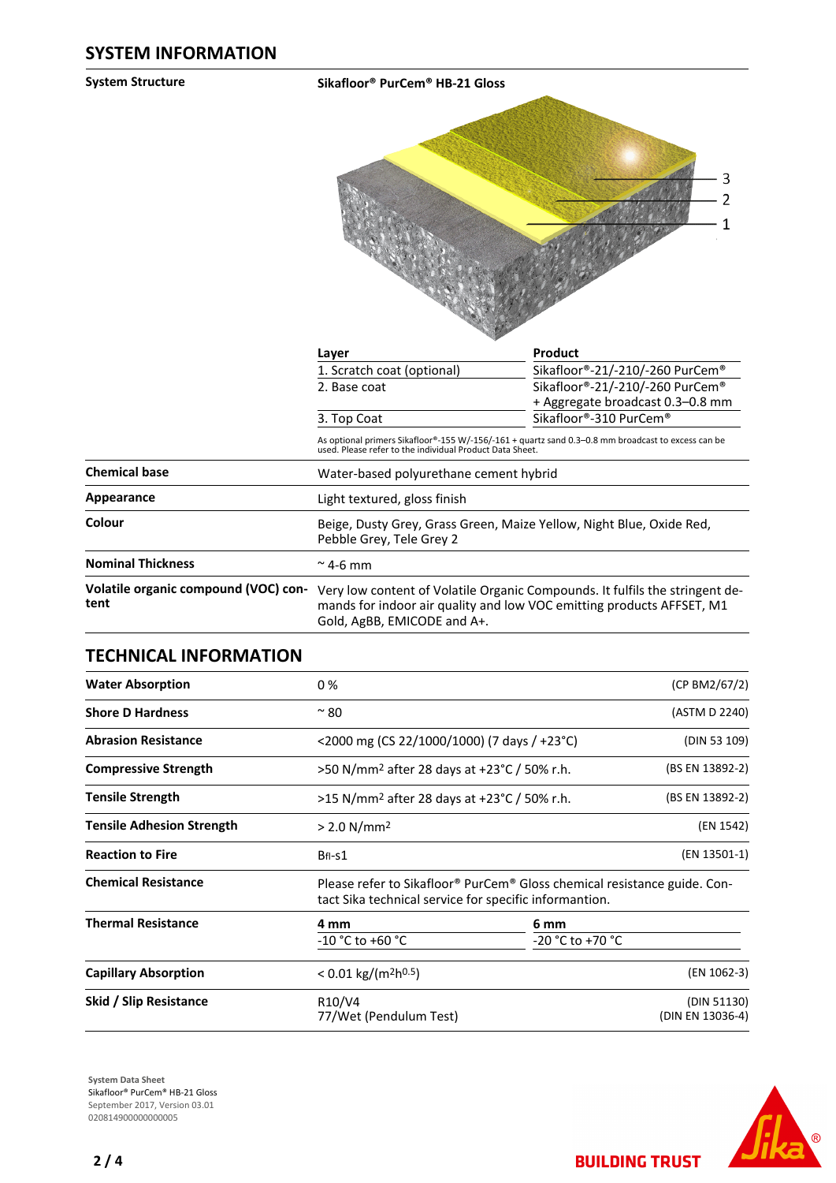## SYSTEM INFORMATION

**System Structure**

**Sikafloor® PurCem® HB-21 Gloss**

| Layer | Product |
|---|---|
| 1. Scratch coat (optional) | Sikafloor®-21/-210/-260 PurCem® |
| 2. Base coat | Sikafloor®-21/-210/-260 PurCem® + Aggregate broadcast 0.3–0.8 mm |
| 3. Top Coat | Sikafloor®-310 PurCem® |

As optional primers Sikafloor®-155 W/-156/-161 + quartz sand 0.3–0.8 mm broadcast to excess can be used. Please refer to the individual Product Data Sheet.

| | |
|---|---|
| **Chemical base** | Water-based polyurethane cement hybrid |
| **Appearance** | Light textured, gloss finish |
| **Colour** | Beige, Dusty Grey, Grass Green, Maize Yellow, Night Blue, Oxide Red, Pebble Grey, Tele Grey 2 |
| **Nominal Thickness** | ~ 4-6 mm |
| **Volatile organic compound (VOC) content** | Very low content of Volatile Organic Compounds. It fulfils the stringent demands for indoor air quality and low VOC emitting products AFFSET, M1 Gold, AgBB, EMICODE and A+. |

## TECHNICAL INFORMATION

| | | |
|---|---|---|
| **Water Absorption** | 0 % | (CP BM2/67/2) |
| **Shore D Hardness** | ~ 80 | (ASTM D 2240) |
| **Abrasion Resistance** | <2000 mg (CS 22/1000/1000) (7 days / +23°C) | (DIN 53 109) |
| **Compressive Strength** | >50 N/mm² after 28 days at +23°C / 50% r.h. | (BS EN 13892-2) |
| **Tensile Strength** | >15 N/mm² after 28 days at +23°C / 50% r.h. | (BS EN 13892-2) |
| **Tensile Adhesion Strength** | > 2.0 N/mm² | (EN 1542) |
| **Reaction to Fire** | $B_{fl}$-s1 | (EN 13501-1) |
| **Chemical Resistance** | Please refer to Sikafloor® PurCem® Gloss chemical resistance guide. Contact Sika technical service for specific information. | |

**Thermal Resistance**

| 4 mm | 6 mm |
|---|---|
| -10 °C to +60 °C | -20 °C to +70 °C |

| | | |
|---|---|---|
| **Capillary Absorption** | < 0.01 kg/($m^2h^{0.5}$) | (EN 1062-3) |
| **Skid / Slip Resistance** | R10/V4<br>77/Wet (Pendulum Test) | (DIN 51130)<br>(DIN EN 13036-4) |

**System Data Sheet**
Sikafloor® PurCem® HB-21 Gloss
September 2017, Version 03.01
020814900000000005

**BUILDING TRUST**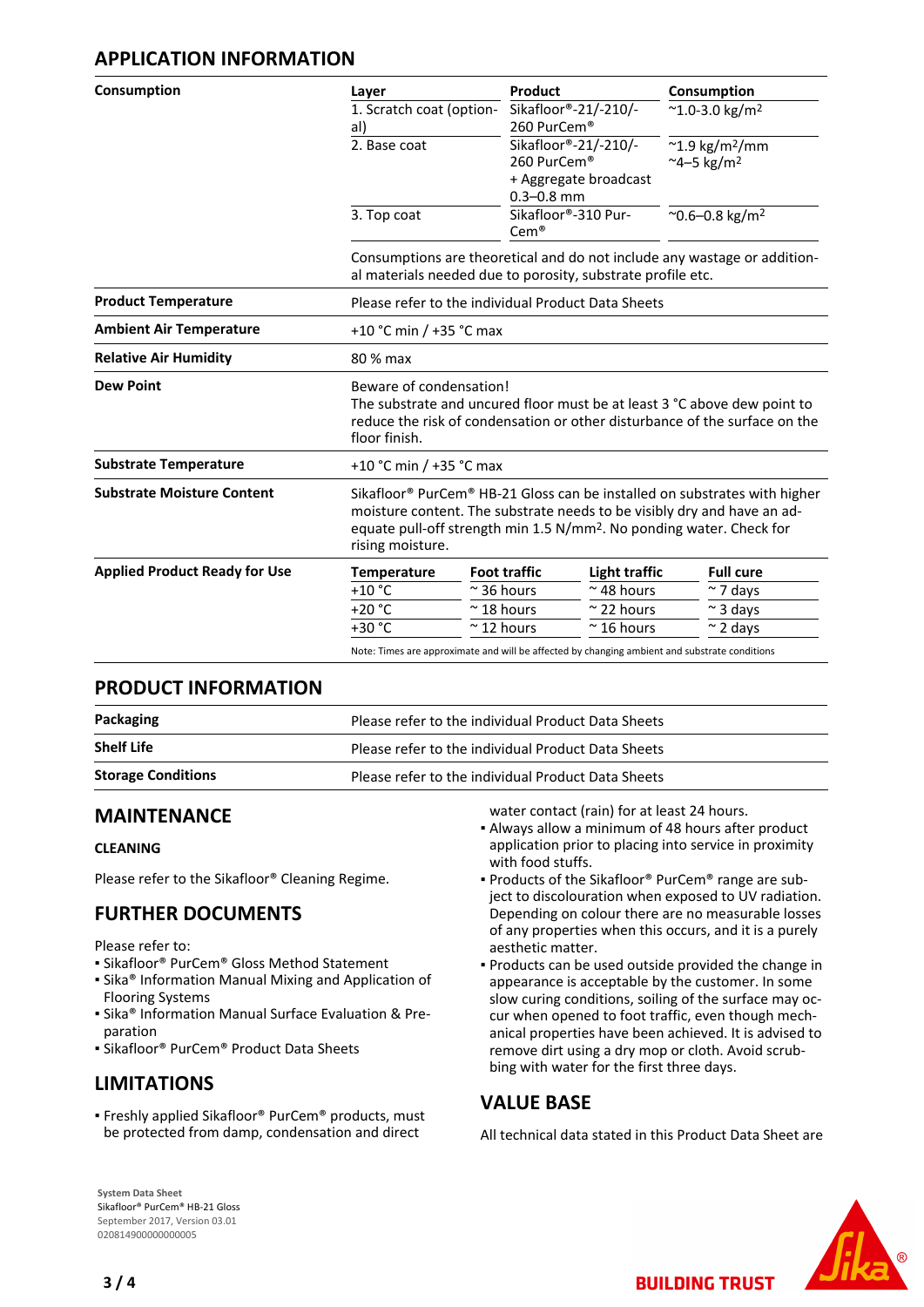## APPLICATION INFORMATION

**Consumption**

| Layer | Product | Consumption |
|---|---|---|
| 1. Scratch coat (optional) | Sikafloor®-21/-210/-260 PurCem® | ~1.0-3.0 kg/m² |
| 2. Base coat | Sikafloor®-21/-210/-260 PurCem® + Aggregate broadcast 0.3–0.8 mm | ~1.9 kg/m²/mm ~4–5 kg/m² |
| 3. Top coat | Sikafloor®-310 PurCem® | ~0.6–0.8 kg/m² |

Consumptions are theoretical and do not include any wastage or additional materials needed due to porosity, substrate profile etc.

**Product Temperature**

Please refer to the individual Product Data Sheets

**Ambient Air Temperature**

+10 °C min / +35 °C max

**Relative Air Humidity**

80 % max

**Dew Point**

Beware of condensation!
The substrate and uncured floor must be at least 3 °C above dew point to reduce the risk of condensation or other disturbance of the surface on the floor finish.

**Substrate Temperature**

+10 °C min / +35 °C max

**Substrate Moisture Content**

Sikafloor® PurCem® HB-21 Gloss can be installed on substrates with higher moisture content. The substrate needs to be visibly dry and have an adequate pull-off strength min 1.5 N/mm². No ponding water. Check for rising moisture.

**Applied Product Ready for Use**

| Temperature | Foot traffic | Light traffic | Full cure |
|---|---|---|---|
| +10 °C | ~ 36 hours | ~ 48 hours | ~ 7 days |
| +20 °C | ~ 18 hours | ~ 22 hours | ~ 3 days |
| +30 °C | ~ 12 hours | ~ 16 hours | ~ 2 days |

Note: Times are approximate and will be affected by changing ambient and substrate conditions

## PRODUCT INFORMATION

| | |
|---|---|
| **Packaging** | Please refer to the individual Product Data Sheets |
| **Shelf Life** | Please refer to the individual Product Data Sheets |
| **Storage Conditions** | Please refer to the individual Product Data Sheets |

## MAINTENANCE

### CLEANING

Please refer to the Sikafloor® Cleaning Regime.

## FURTHER DOCUMENTS

Please refer to:

- Sikafloor® PurCem® Gloss Method Statement
- Sika® Information Manual Mixing and Application of Flooring Systems
- Sika® Information Manual Surface Evaluation & Preparation
- Sikafloor® PurCem® Product Data Sheets

## LIMITATIONS

- Freshly applied Sikafloor® PurCem® products, must be protected from damp, condensation and direct water contact (rain) for at least 24 hours.
- Always allow a minimum of 48 hours after product application prior to placing into service in proximity with food stuffs.
- Products of the Sikafloor® PurCem® range are subject to discolouration when exposed to UV radiation. Depending on colour there are no measurable losses of any properties when this occurs, and it is a purely aesthetic matter.
- Products can be used outside provided the change in appearance is acceptable by the customer. In some slow curing conditions, soiling of the surface may occur when opened to foot traffic, even though mechanical properties have been achieved. It is advised to remove dirt using a dry mop or cloth. Avoid scrubbing with water for the first three days.

## VALUE BASE

All technical data stated in this Product Data Sheet are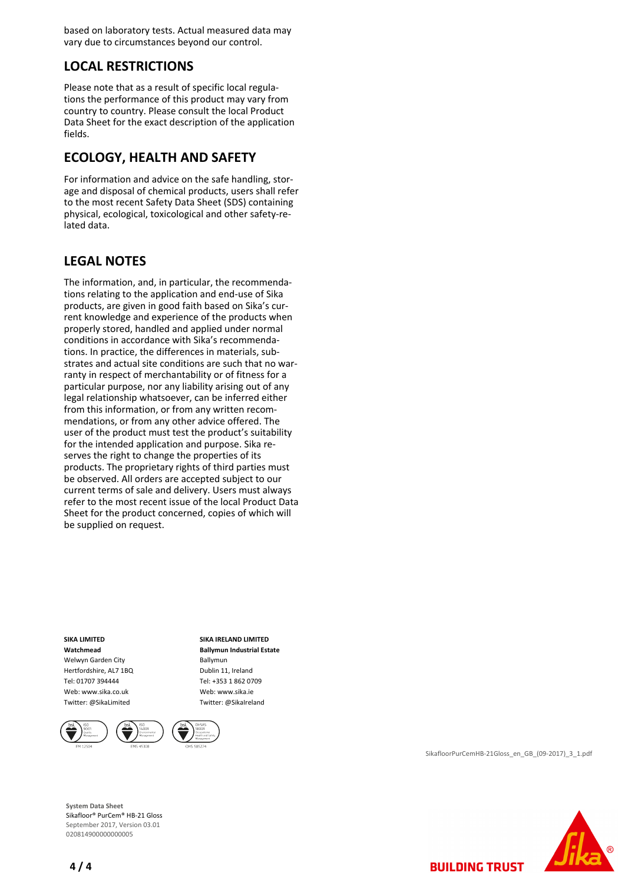based on laboratory tests. Actual measured data may vary due to circumstances beyond our control.

## LOCAL RESTRICTIONS

Please note that as a result of specific local regulations the performance of this product may vary from country to country. Please consult the local Product Data Sheet for the exact description of the application fields.

## ECOLOGY, HEALTH AND SAFETY

For information and advice on the safe handling, storage and disposal of chemical products, users shall refer to the most recent Safety Data Sheet (SDS) containing physical, ecological, toxicological and other safety-related data.

## LEGAL NOTES

The information, and, in particular, the recommendations relating to the application and end-use of Sika products, are given in good faith based on Sika's current knowledge and experience of the products when properly stored, handled and applied under normal conditions in accordance with Sika's recommendations. In practice, the differences in materials, substrates and actual site conditions are such that no warranty in respect of merchantability or of fitness for a particular purpose, nor any liability arising out of any legal relationship whatsoever, can be inferred either from this information, or from any written recommendations, or from any other advice offered. The user of the product must test the product's suitability for the intended application and purpose. Sika reserves the right to change the properties of its products. The proprietary rights of third parties must be observed. All orders are accepted subject to our current terms of sale and delivery. Users must always refer to the most recent issue of the local Product Data Sheet for the product concerned, copies of which will be supplied on request.

**SIKA LIMITED**
**Watchmead**
Welwyn Garden City
Hertfordshire, AL7 1BQ
Tel: 01707 394444
Web: www.sika.co.uk
Twitter: @SikaLimited

**SIKA IRELAND LIMITED**
**Ballymun Industrial Estate**
Ballymun
Dublin 11, Ireland
Tel: +353 1 862 0709
Web: www.sika.ie
Twitter: @SikaIreland

FM 12504
EMS 45308
OHS 585274

SikafloorPurCemHB-21Gloss_en_GB_(09-2017)_3_1.pdf

**System Data Sheet**
Sikafloor® PurCem® HB-21 Gloss
September 2017, Version 03.01
020814900000000005